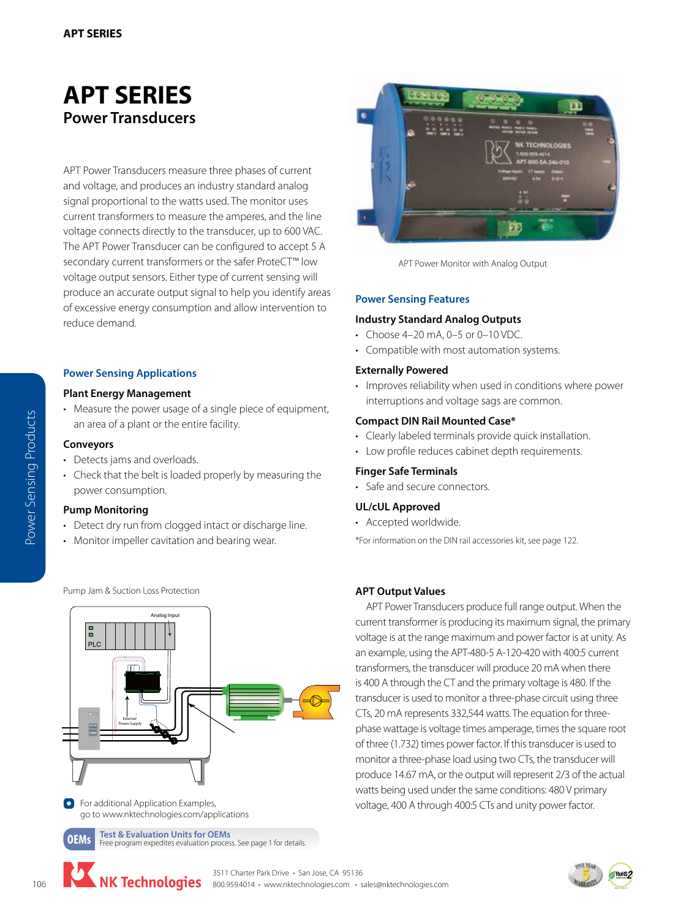# APT SERIES

## Power Transducers

APT Power Transducers measure three phases of current and voltage, and produces an industry standard analog signal proportional to the watts used. The monitor uses current transformers to measure the amperes, and the line voltage connects directly to the transducer, up to 600 VAC. The APT Power Transducer can be configured to accept 5 A secondary current transformers or the safer ProteCT™ low voltage output sensors. Either type of current sensing will produce an accurate output signal to help you identify areas of excessive energy consumption and allow intervention to reduce demand.

APT Power Monitor with Analog Output

### Power Sensing Applications

**Plant Energy Management**

- Measure the power usage of a single piece of equipment, an area of a plant or the entire facility.

**Conveyors**

- Detects jams and overloads.
- Check that the belt is loaded properly by measuring the power consumption.

**Pump Monitoring**

- Detect dry run from clogged intact or discharge line.
- Monitor impeller cavitation and bearing wear.

### Power Sensing Features

**Industry Standard Analog Outputs**

- Choose 4–20 mA, 0–5 or 0–10 VDC.
- Compatible with most automation systems.

**Externally Powered**

- Improves reliability when used in conditions where power interruptions and voltage sags are common.

**Compact DIN Rail Mounted Case***

- Clearly labeled terminals provide quick installation.
- Low profile reduces cabinet depth requirements.

**Finger Safe Terminals**

- Safe and secure connectors.

**UL/cUL Approved**

- Accepted worldwide.

*For information on the DIN rail accessories kit, see page 122.

Pump Jam & Suction Loss Protection

For additional Application Examples, go to www.nktechnologies.com/applications

**Test & Evaluation Units for OEMs**
Free program expedites evaluation process. See page 1 for details.

### APT Output Values

APT Power Transducers produce full range output. When the current transformer is producing its maximum signal, the primary voltage is at the range maximum and power factor is at unity. As an example, using the APT-480-5 A-120-420 with 400:5 current transformers, the transducer will produce 20 mA when there is 400 A through the CT and the primary voltage is 480. If the transducer is used to monitor a three-phase circuit using three CTs, 20 mA represents 332,544 watts. The equation for three-phase wattage is voltage times amperage, times the square root of three (1.732) times power factor. If this transducer is used to monitor a three-phase load using two CTs, the transducer will produce 14.67 mA, or the output will represent 2/3 of the actual watts being used under the same conditions: 480 V primary voltage, 400 A through 400:5 CTs and unity power factor.

NK Technologies — 3511 Charter Park Drive • San Jose, CA 95136 — 800.959.4014 • www.nktechnologies.com • sales@nktechnologies.com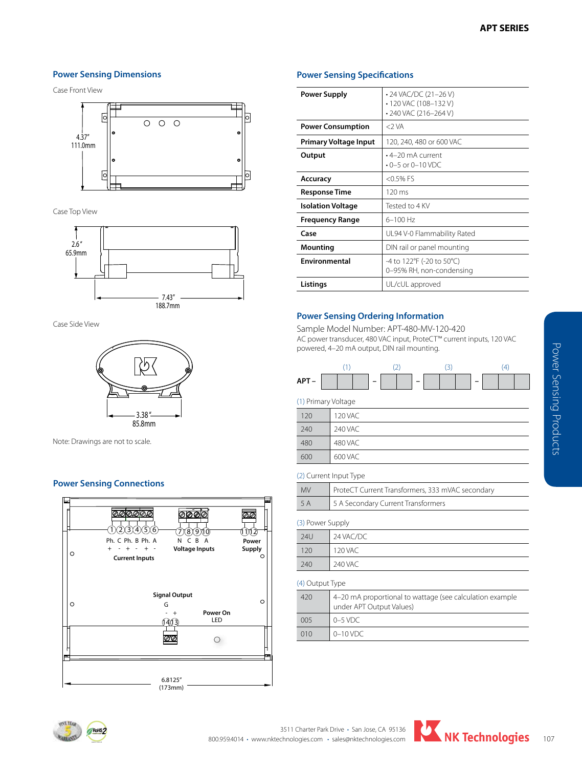## Power Sensing Dimensions

Case Front View

4.37"
111.0mm

Case Top View

2.6"
65.9mm

7.43"
188.7mm

Case Side View

3.38"
85.8mm

Note: Drawings are not to scale.

## Power Sensing Connections

1 2 3 4 5 6
Ph. C Ph. B Ph. A
+ - + - + -
Current Inputs

7 8 9 10
N C B A
Voltage Inputs

11 12
Power Supply

Signal Output
G
- +
14 13

Power On LED

6.8125"
(173mm)

## Power Sensing Specifications

| | |
|---|---|
| **Power Supply** | • 24 VAC/DC (21–26 V)<br>• 120 VAC (108–132 V)<br>• 240 VAC (216–264 V) |
| **Power Consumption** | <2 VA |
| **Primary Voltage Input** | 120, 240, 480 or 600 VAC |
| **Output** | • 4–20 mA current<br>• 0–5 or 0–10 VDC |
| **Accuracy** | <0.5% FS |
| **Response Time** | 120 ms |
| **Isolation Voltage** | Tested to 4 KV |
| **Frequency Range** | 6–100 Hz |
| **Case** | UL94 V-0 Flammability Rated |
| **Mounting** | DIN rail or panel mounting |
| **Environmental** | -4 to 122°F (-20 to 50°C)<br>0–95% RH, non-condensing |
| **Listings** | UL/cUL approved |

## Power Sensing Ordering Information

Sample Model Number: APT-480-MV-120-420

AC power transducer, 480 VAC input, ProteCT™ current inputs, 120 VAC powered, 4–20 mA output, DIN rail mounting.

APT – (1) – (2) – (3) – (4)

(1) Primary Voltage

| | |
|---|---|
| 120 | 120 VAC |
| 240 | 240 VAC |
| 480 | 480 VAC |
| 600 | 600 VAC |

(2) Current Input Type

| | |
|---|---|
| MV | ProteCT Current Transformers, 333 mVAC secondary |
| 5 A | 5 A Secondary Current Transformers |

(3) Power Supply

| | |
|---|---|
| 24U | 24 VAC/DC |
| 120 | 120 VAC |
| 240 | 240 VAC |

(4) Output Type

| | |
|---|---|
| 420 | 4–20 mA proportional to wattage (see calculation example under APT Output Values) |
| 005 | 0–5 VDC |
| 010 | 0–10 VDC |

Power Sensing Products

3511 Charter Park Drive • San Jose, CA 95136
800.959.4014 • www.nktechnologies.com • sales@nktechnologies.com

NK Technologies